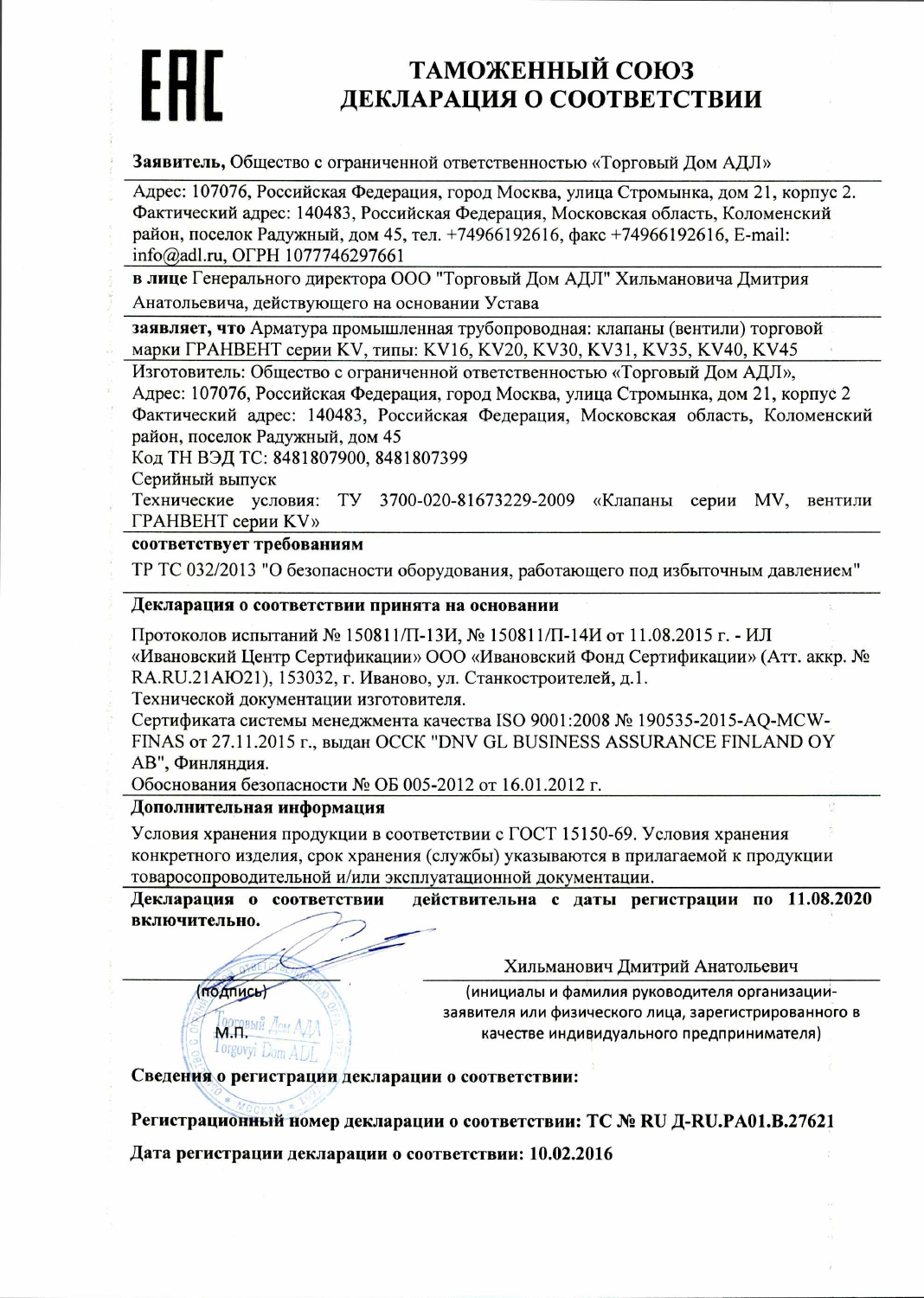ЕАС

# ТАМОЖЕННЫЙ СОЮЗ
# ДЕКЛАРАЦИЯ О СООТВЕТСТВИИ

**Заявитель,** Общество с ограниченной ответственностью «Торговый Дом АДЛ»

Адрес: 107076, Российская Федерация, город Москва, улица Стромынка, дом 21, корпус 2. Фактический адрес: 140483, Российская Федерация, Московская область, Коломенский район, поселок Радужный, дом 45, тел. +74966192616, факс +74966192616, E-mail: info@adl.ru, ОГРН 1077746297661

**в лице** Генерального директора ООО "Торговый Дом АДЛ" Хильмановича Дмитрия Анатольевича, действующего на основании Устава

**заявляет, что** Арматура промышленная трубопроводная: клапаны (вентили) торговой марки ГРАНВЕНТ серии KV, типы: KV16, KV20, KV30, KV31, KV35, KV40, KV45

Изготовитель: Общество с ограниченной ответственностью «Торговый Дом АДЛ»,
Адрес: 107076, Российская Федерация, город Москва, улица Стромынка, дом 21, корпус 2
Фактический адрес: 140483, Российская Федерация, Московская область, Коломенский район, поселок Радужный, дом 45
Код ТН ВЭД ТС: 8481807900, 8481807399
Серийный выпуск
Технические условия: ТУ 3700-020-81673229-2009 «Клапаны серии MV, вентили ГРАНВЕНТ серии KV»

**соответствует требованиям**

ТР ТС 032/2013 "О безопасности оборудования, работающего под избыточным давлением"

**Декларация о соответствии принята на основании**

Протоколов испытаний № 150811/П-13И, № 150811/П-14И от 11.08.2015 г. - ИЛ «Ивановский Центр Сертификации» ООО «Ивановский Фонд Сертификации» (Атт. аккр. № RA.RU.21АЮ21), 153032, г. Иваново, ул. Станкостроителей, д.1.
Технической документации изготовителя.
Сертификата системы менеджмента качества ISO 9001:2008 № 190535-2015-AQ-MCW-FINAS от 27.11.2015 г., выдан ОССК "DNV GL BUSINESS ASSURANCE FINLAND OY AB", Финляндия.
Обоснования безопасности № ОБ 005-2012 от 16.01.2012 г.

**Дополнительная информация**

Условия хранения продукции в соответствии с ГОСТ 15150-69. Условия хранения конкретного изделия, срок хранения (службы) указываются в прилагаемой к продукции товаросопроводительной и/или эксплуатационной документации.

**Декларация о соответствии действительна с даты регистрации по 11.08.2020 включительно.**

(подпись)
М.П.

Хильманович Дмитрий Анатольевич
(инициалы и фамилия руководителя организации-заявителя или физического лица, зарегистрированного в качестве индивидуального предпринимателя)

**Сведения о регистрации декларации о соответствии:**

**Регистрационный номер декларации о соответствии: ТС № RU Д-RU.PA01.B.27621**

**Дата регистрации декларации о соответствии: 10.02.2016**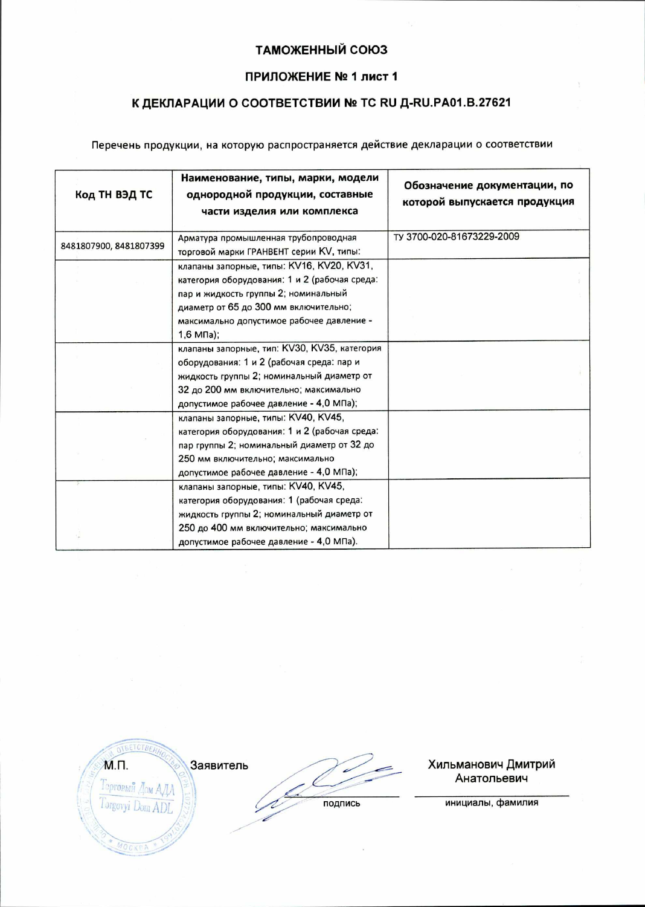**ТАМОЖЕННЫЙ СОЮЗ**

**ПРИЛОЖЕНИЕ № 1 лист 1**

**К ДЕКЛАРАЦИИ О СООТВЕТСТВИИ № ТС RU Д-RU.PA01.B.27621**

Перечень продукции, на которую распространяется действие декларации о соответствии

| Код ТН ВЭД ТС | Наименование, типы, марки, модели однородной продукции, составные части изделия или комплекса | Обозначение документации, по которой выпускается продукция |
|---|---|---|
| 8481807900, 8481807399 | Арматура промышленная трубопроводная торговой марки ГРАНВЕНТ серии KV, типы: | ТУ 3700-020-81673229-2009 |
| | клапаны запорные, типы: KV16, KV20, KV31, категория оборудования: 1 и 2 (рабочая среда: пар и жидкость группы 2; номинальный диаметр от 65 до 300 мм включительно; максимально допустимое рабочее давление - 1,6 МПа); | |
| | клапаны запорные, тип: KV30, KV35, категория оборудования: 1 и 2 (рабочая среда: пар и жидкость группы 2; номинальный диаметр от 32 до 200 мм включительно; максимально допустимое рабочее давление - 4,0 МПа); | |
| | клапаны запорные, типы: KV40, KV45, категория оборудования: 1 и 2 (рабочая среда: пар группы 2; номинальный диаметр от 32 до 250 мм включительно; максимально допустимое рабочее давление - 4,0 МПа); | |
| | клапаны запорные, типы: KV40, KV45, категория оборудования: 1 (рабочая среда: жидкость группы 2; номинальный диаметр от 250 до 400 мм включительно; максимально допустимое рабочее давление - 4,0 МПа). | |

М.П. Заявитель _____________ подпись Хильманович Дмитрий Анатольевич инициалы, фамилия